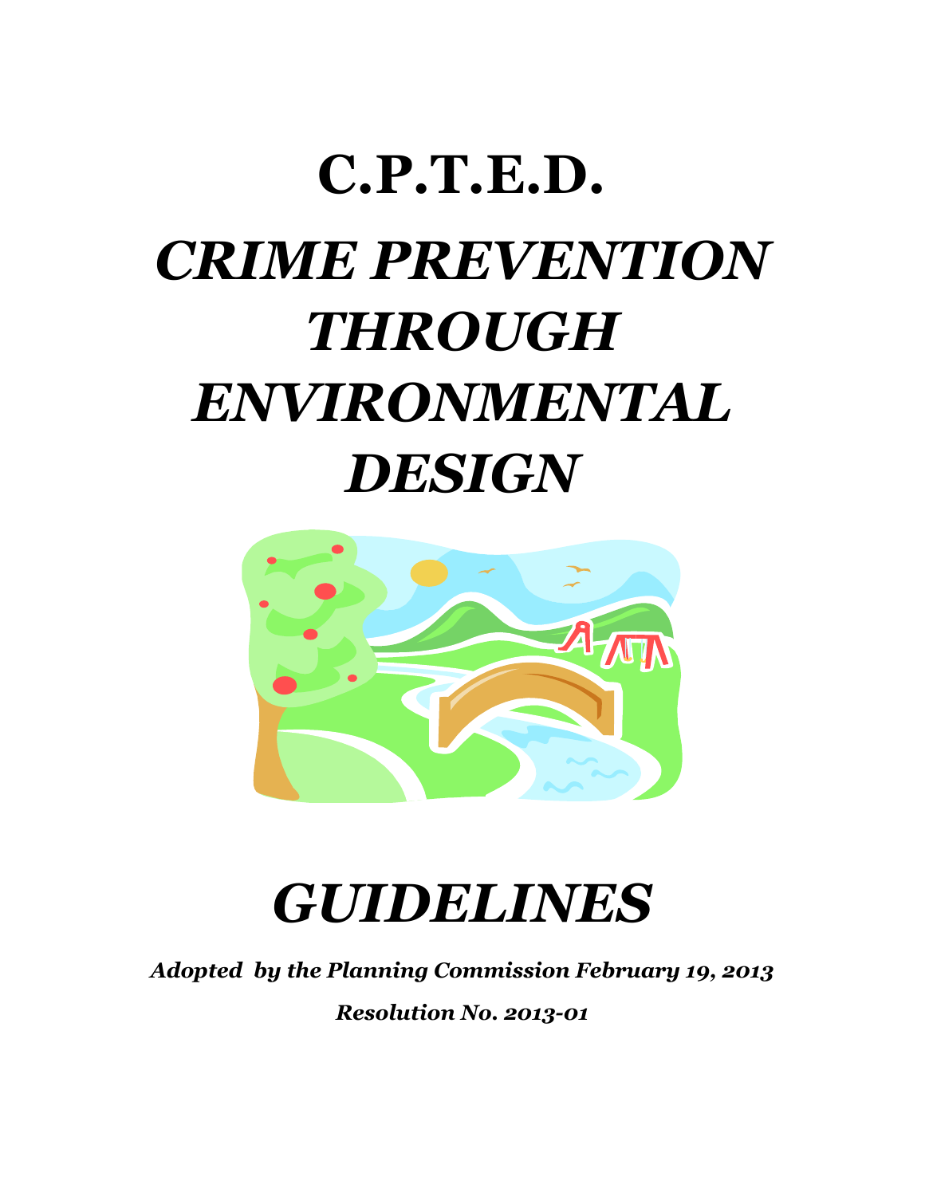# C.P.T.E.D.

# *CRIME PREVENTION THROUGH ENVIRONMENTAL DESIGN*

# *GUIDELINES*

***Adopted by the Planning Commission February 19, 2013***

***Resolution No. 2013-01***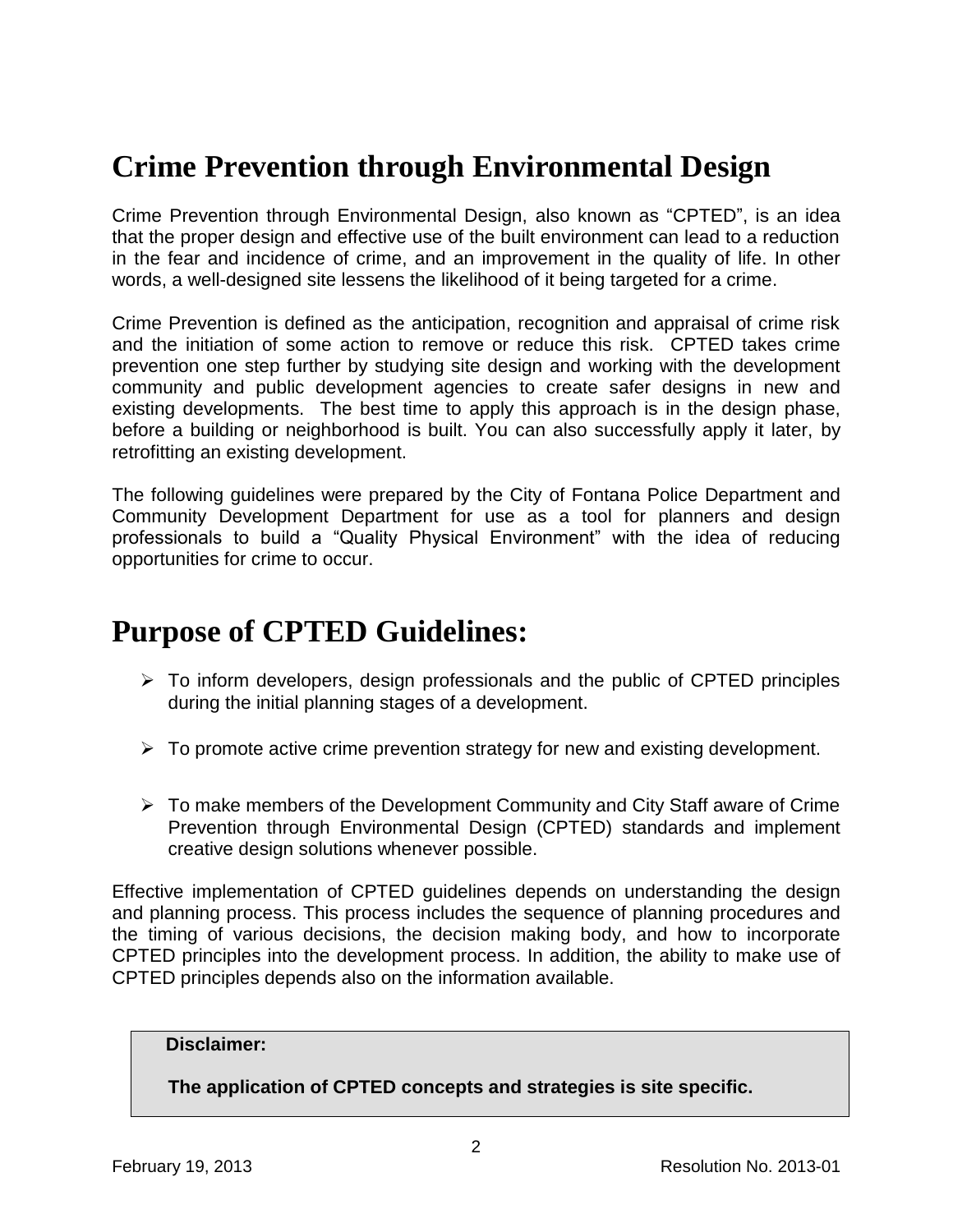# Crime Prevention through Environmental Design

Crime Prevention through Environmental Design, also known as "CPTED", is an idea that the proper design and effective use of the built environment can lead to a reduction in the fear and incidence of crime, and an improvement in the quality of life. In other words, a well-designed site lessens the likelihood of it being targeted for a crime.

Crime Prevention is defined as the anticipation, recognition and appraisal of crime risk and the initiation of some action to remove or reduce this risk. CPTED takes crime prevention one step further by studying site design and working with the development community and public development agencies to create safer designs in new and existing developments. The best time to apply this approach is in the design phase, before a building or neighborhood is built. You can also successfully apply it later, by retrofitting an existing development.

The following guidelines were prepared by the City of Fontana Police Department and Community Development Department for use as a tool for planners and design professionals to build a "Quality Physical Environment" with the idea of reducing opportunities for crime to occur.

# Purpose of CPTED Guidelines:

- To inform developers, design professionals and the public of CPTED principles during the initial planning stages of a development.
- To promote active crime prevention strategy for new and existing development.
- To make members of the Development Community and City Staff aware of Crime Prevention through Environmental Design (CPTED) standards and implement creative design solutions whenever possible.

Effective implementation of CPTED guidelines depends on understanding the design and planning process. This process includes the sequence of planning procedures and the timing of various decisions, the decision making body, and how to incorporate CPTED principles into the development process. In addition, the ability to make use of CPTED principles depends also on the information available.

**Disclaimer:**

**The application of CPTED concepts and strategies is site specific.**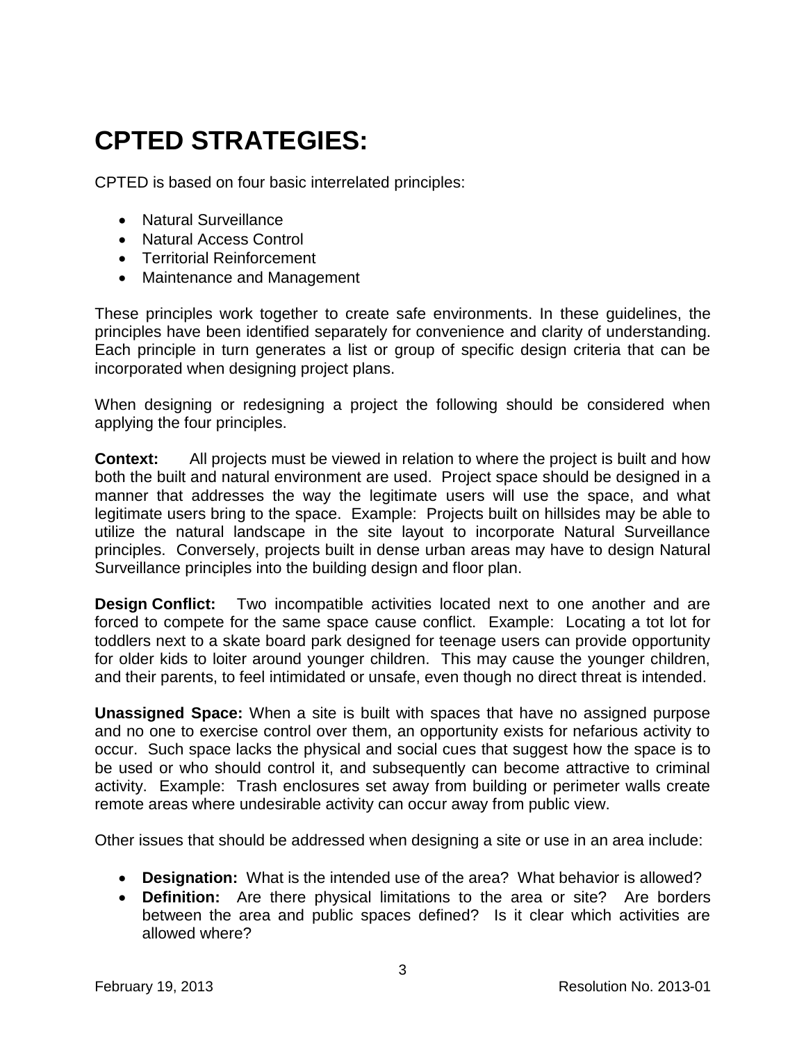# CPTED STRATEGIES:

CPTED is based on four basic interrelated principles:

- Natural Surveillance
- Natural Access Control
- Territorial Reinforcement
- Maintenance and Management

These principles work together to create safe environments. In these guidelines, the principles have been identified separately for convenience and clarity of understanding. Each principle in turn generates a list or group of specific design criteria that can be incorporated when designing project plans.

When designing or redesigning a project the following should be considered when applying the four principles.

**Context:** All projects must be viewed in relation to where the project is built and how both the built and natural environment are used. Project space should be designed in a manner that addresses the way the legitimate users will use the space, and what legitimate users bring to the space. Example: Projects built on hillsides may be able to utilize the natural landscape in the site layout to incorporate Natural Surveillance principles. Conversely, projects built in dense urban areas may have to design Natural Surveillance principles into the building design and floor plan.

**Design Conflict:** Two incompatible activities located next to one another and are forced to compete for the same space cause conflict. Example: Locating a tot lot for toddlers next to a skate board park designed for teenage users can provide opportunity for older kids to loiter around younger children. This may cause the younger children, and their parents, to feel intimidated or unsafe, even though no direct threat is intended.

**Unassigned Space:** When a site is built with spaces that have no assigned purpose and no one to exercise control over them, an opportunity exists for nefarious activity to occur. Such space lacks the physical and social cues that suggest how the space is to be used or who should control it, and subsequently can become attractive to criminal activity. Example: Trash enclosures set away from building or perimeter walls create remote areas where undesirable activity can occur away from public view.

Other issues that should be addressed when designing a site or use in an area include:

- **Designation:** What is the intended use of the area? What behavior is allowed?
- **Definition:** Are there physical limitations to the area or site? Are borders between the area and public spaces defined? Is it clear which activities are allowed where?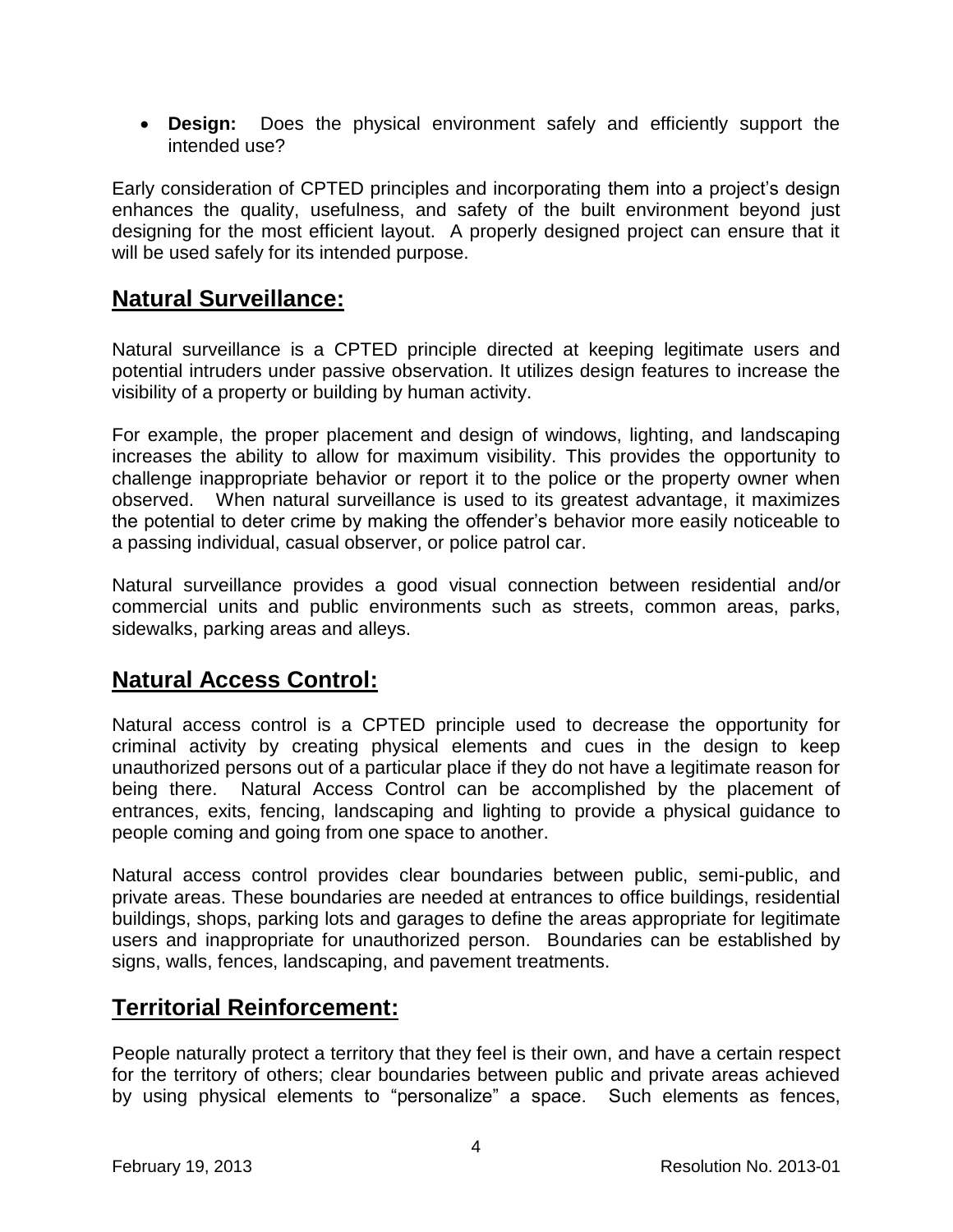- **Design:** Does the physical environment safely and efficiently support the intended use?

Early consideration of CPTED principles and incorporating them into a project's design enhances the quality, usefulness, and safety of the built environment beyond just designing for the most efficient layout. A properly designed project can ensure that it will be used safely for its intended purpose.

## **Natural Surveillance:**

Natural surveillance is a CPTED principle directed at keeping legitimate users and potential intruders under passive observation. It utilizes design features to increase the visibility of a property or building by human activity.

For example, the proper placement and design of windows, lighting, and landscaping increases the ability to allow for maximum visibility. This provides the opportunity to challenge inappropriate behavior or report it to the police or the property owner when observed. When natural surveillance is used to its greatest advantage, it maximizes the potential to deter crime by making the offender's behavior more easily noticeable to a passing individual, casual observer, or police patrol car.

Natural surveillance provides a good visual connection between residential and/or commercial units and public environments such as streets, common areas, parks, sidewalks, parking areas and alleys.

## **Natural Access Control:**

Natural access control is a CPTED principle used to decrease the opportunity for criminal activity by creating physical elements and cues in the design to keep unauthorized persons out of a particular place if they do not have a legitimate reason for being there. Natural Access Control can be accomplished by the placement of entrances, exits, fencing, landscaping and lighting to provide a physical guidance to people coming and going from one space to another.

Natural access control provides clear boundaries between public, semi-public, and private areas. These boundaries are needed at entrances to office buildings, residential buildings, shops, parking lots and garages to define the areas appropriate for legitimate users and inappropriate for unauthorized person. Boundaries can be established by signs, walls, fences, landscaping, and pavement treatments.

## **Territorial Reinforcement:**

People naturally protect a territory that they feel is their own, and have a certain respect for the territory of others; clear boundaries between public and private areas achieved by using physical elements to "personalize" a space. Such elements as fences,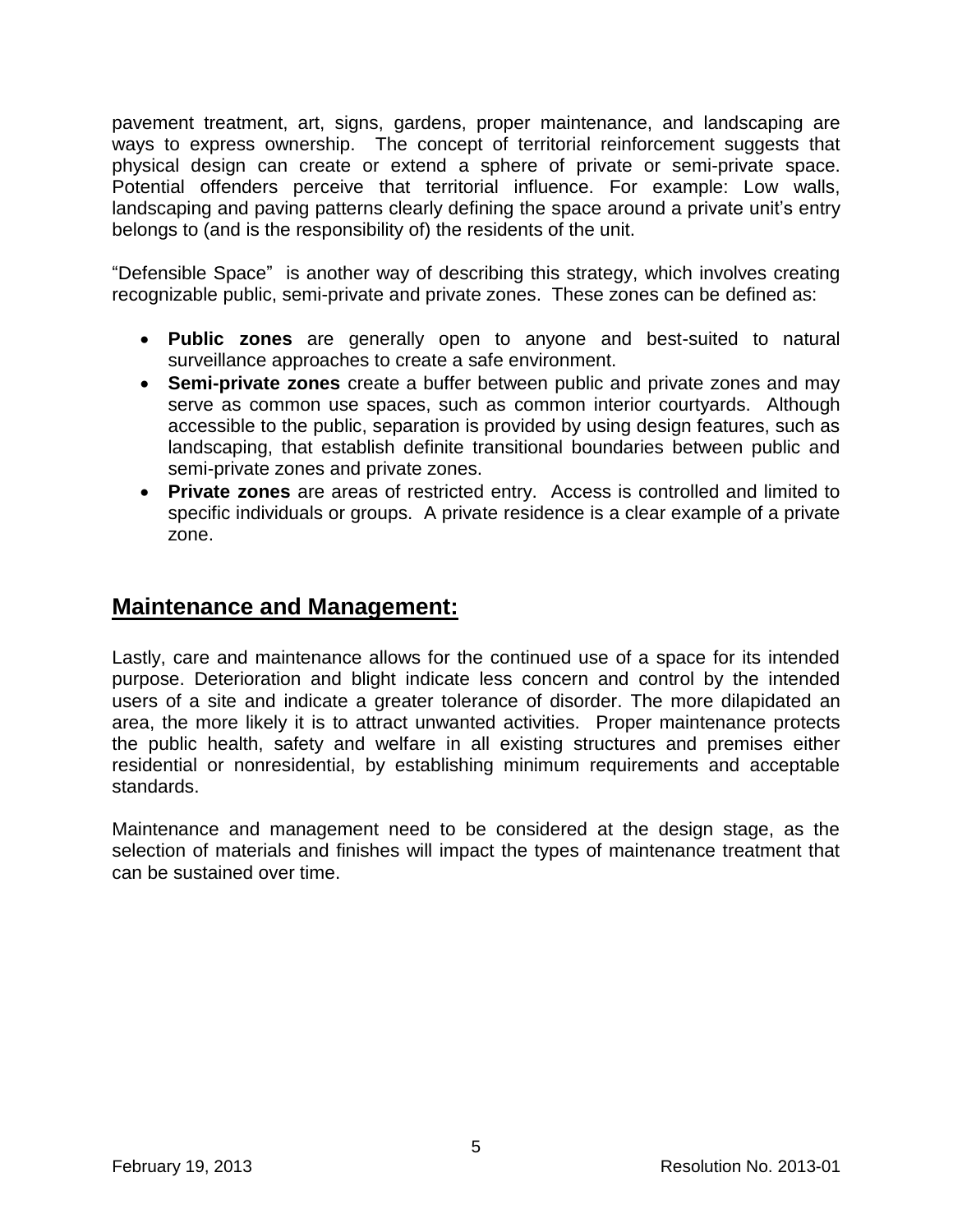pavement treatment, art, signs, gardens, proper maintenance, and landscaping are ways to express ownership. The concept of territorial reinforcement suggests that physical design can create or extend a sphere of private or semi-private space. Potential offenders perceive that territorial influence. For example: Low walls, landscaping and paving patterns clearly defining the space around a private unit's entry belongs to (and is the responsibility of) the residents of the unit.

"Defensible Space" is another way of describing this strategy, which involves creating recognizable public, semi-private and private zones. These zones can be defined as:

- **Public zones** are generally open to anyone and best-suited to natural surveillance approaches to create a safe environment.
- **Semi-private zones** create a buffer between public and private zones and may serve as common use spaces, such as common interior courtyards. Although accessible to the public, separation is provided by using design features, such as landscaping, that establish definite transitional boundaries between public and semi-private zones and private zones.
- **Private zones** are areas of restricted entry. Access is controlled and limited to specific individuals or groups. A private residence is a clear example of a private zone.

## Maintenance and Management:

Lastly, care and maintenance allows for the continued use of a space for its intended purpose. Deterioration and blight indicate less concern and control by the intended users of a site and indicate a greater tolerance of disorder. The more dilapidated an area, the more likely it is to attract unwanted activities. Proper maintenance protects the public health, safety and welfare in all existing structures and premises either residential or nonresidential, by establishing minimum requirements and acceptable standards.

Maintenance and management need to be considered at the design stage, as the selection of materials and finishes will impact the types of maintenance treatment that can be sustained over time.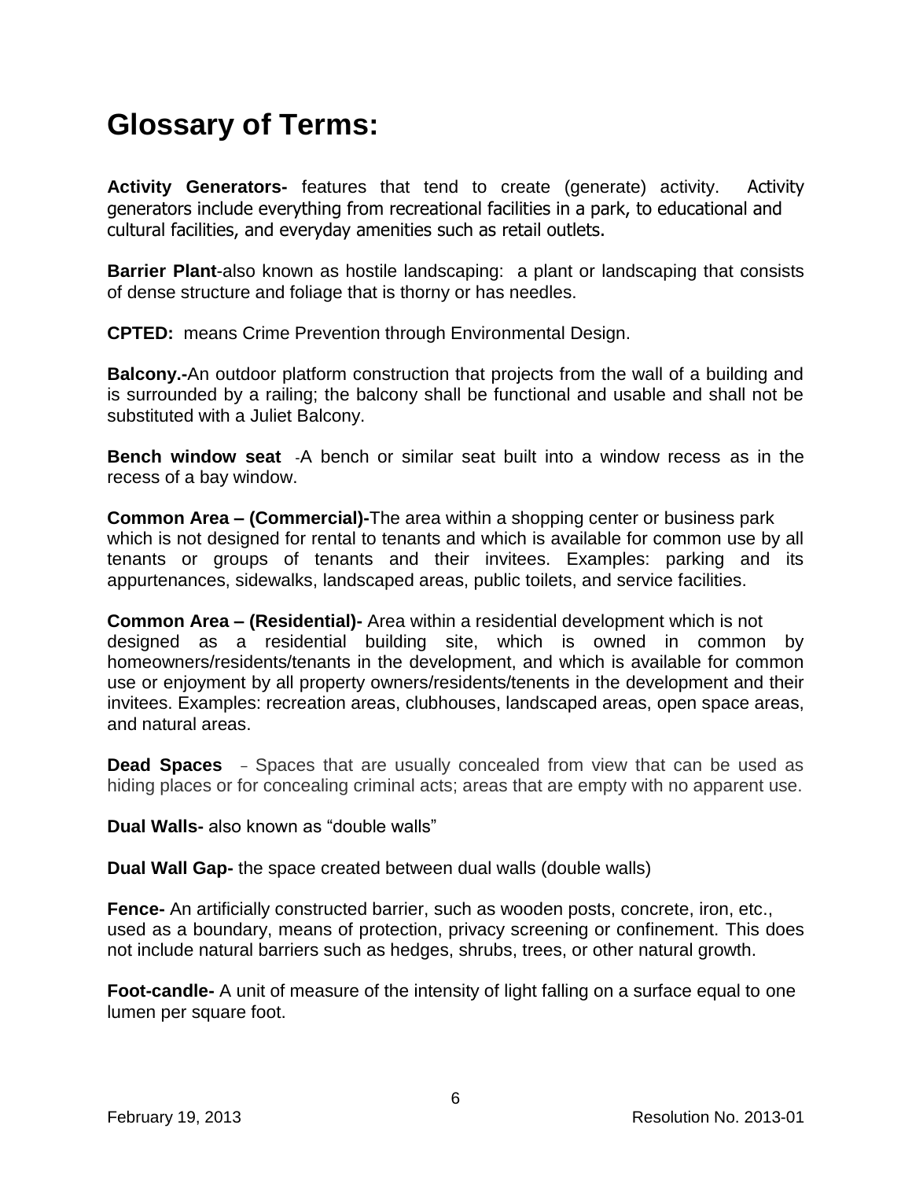# Glossary of Terms:

**Activity Generators-** features that tend to create (generate) activity. Activity generators include everything from recreational facilities in a park, to educational and cultural facilities, and everyday amenities such as retail outlets.

**Barrier Plant**-also known as hostile landscaping: a plant or landscaping that consists of dense structure and foliage that is thorny or has needles.

**CPTED:** means Crime Prevention through Environmental Design.

**Balcony.-**An outdoor platform construction that projects from the wall of a building and is surrounded by a railing; the balcony shall be functional and usable and shall not be substituted with a Juliet Balcony.

**Bench window seat** -A bench or similar seat built into a window recess as in the recess of a bay window.

**Common Area – (Commercial)-**The area within a shopping center or business park which is not designed for rental to tenants and which is available for common use by all tenants or groups of tenants and their invitees. Examples: parking and its appurtenances, sidewalks, landscaped areas, public toilets, and service facilities.

**Common Area – (Residential)-** Area within a residential development which is not designed as a residential building site, which is owned in common by homeowners/residents/tenants in the development, and which is available for common use or enjoyment by all property owners/residents/tenents in the development and their invitees. Examples: recreation areas, clubhouses, landscaped areas, open space areas, and natural areas.

**Dead Spaces** – Spaces that are usually concealed from view that can be used as hiding places or for concealing criminal acts; areas that are empty with no apparent use.

**Dual Walls-** also known as "double walls"

**Dual Wall Gap-** the space created between dual walls (double walls)

**Fence-** An artificially constructed barrier, such as wooden posts, concrete, iron, etc., used as a boundary, means of protection, privacy screening or confinement. This does not include natural barriers such as hedges, shrubs, trees, or other natural growth.

**Foot-candle-** A unit of measure of the intensity of light falling on a surface equal to one lumen per square foot.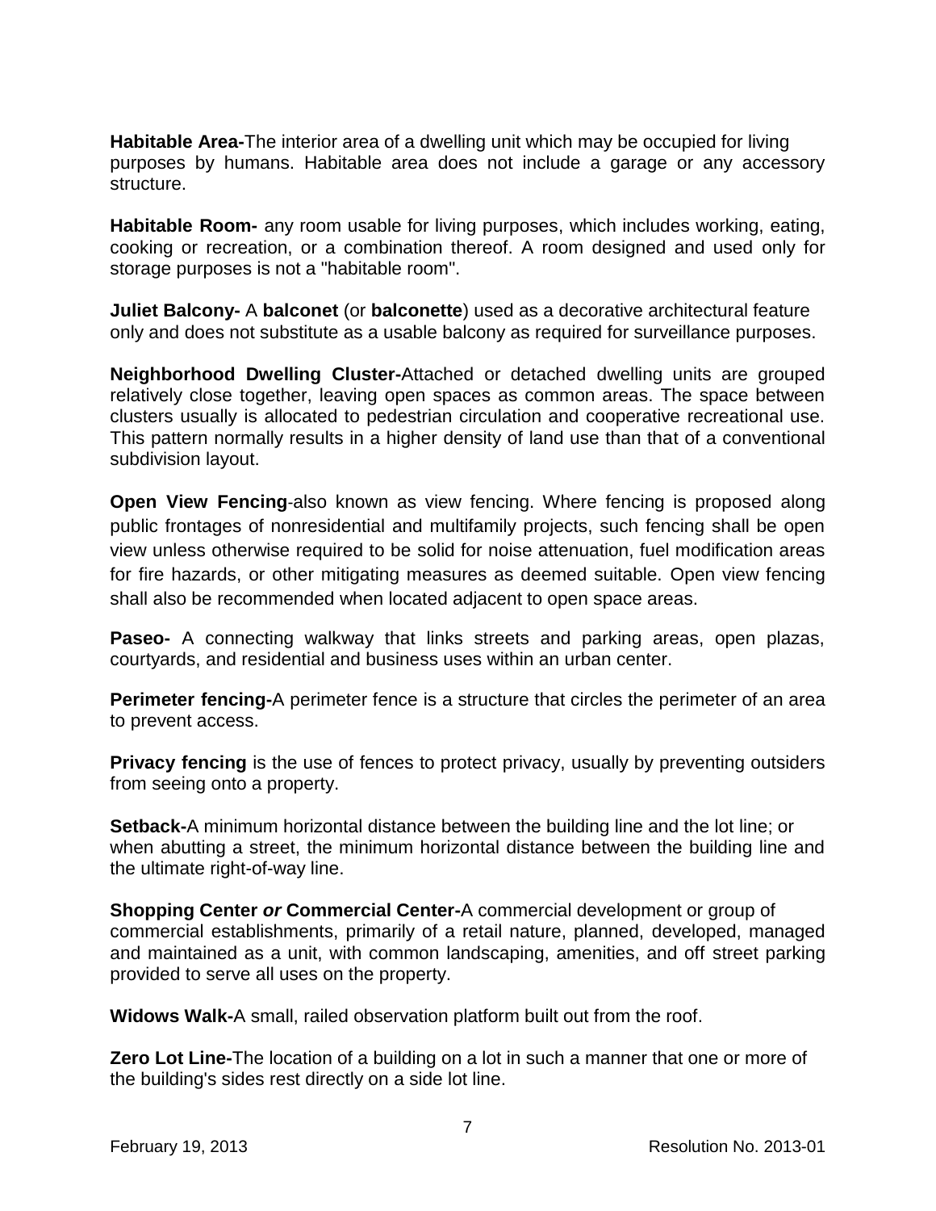**Habitable Area-**The interior area of a dwelling unit which may be occupied for living purposes by humans. Habitable area does not include a garage or any accessory structure.

**Habitable Room-** any room usable for living purposes, which includes working, eating, cooking or recreation, or a combination thereof. A room designed and used only for storage purposes is not a "habitable room".

**Juliet Balcony-** A **balconet** (or **balconette**) used as a decorative architectural feature only and does not substitute as a usable balcony as required for surveillance purposes.

**Neighborhood Dwelling Cluster-**Attached or detached dwelling units are grouped relatively close together, leaving open spaces as common areas. The space between clusters usually is allocated to pedestrian circulation and cooperative recreational use. This pattern normally results in a higher density of land use than that of a conventional subdivision layout.

**Open View Fencing**-also known as view fencing. Where fencing is proposed along public frontages of nonresidential and multifamily projects, such fencing shall be open view unless otherwise required to be solid for noise attenuation, fuel modification areas for fire hazards, or other mitigating measures as deemed suitable. Open view fencing shall also be recommended when located adjacent to open space areas.

**Paseo-** A connecting walkway that links streets and parking areas, open plazas, courtyards, and residential and business uses within an urban center.

**Perimeter fencing-**A perimeter fence is a structure that circles the perimeter of an area to prevent access.

**Privacy fencing** is the use of fences to protect privacy, usually by preventing outsiders from seeing onto a property.

**Setback-**A minimum horizontal distance between the building line and the lot line; or when abutting a street, the minimum horizontal distance between the building line and the ultimate right-of-way line.

**Shopping Center *or* Commercial Center-**A commercial development or group of commercial establishments, primarily of a retail nature, planned, developed, managed and maintained as a unit, with common landscaping, amenities, and off street parking provided to serve all uses on the property.

**Widows Walk-**A small, railed observation platform built out from the roof.

**Zero Lot Line-**The location of a building on a lot in such a manner that one or more of the building's sides rest directly on a side lot line.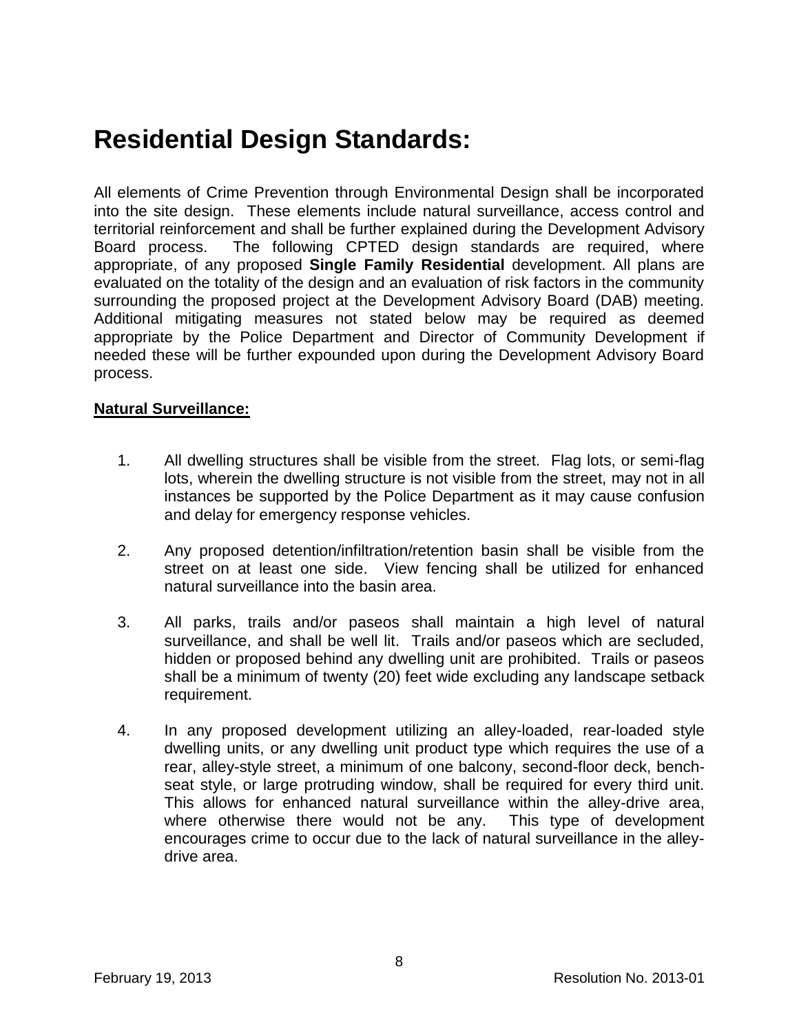# Residential Design Standards:

All elements of Crime Prevention through Environmental Design shall be incorporated into the site design. These elements include natural surveillance, access control and territorial reinforcement and shall be further explained during the Development Advisory Board process. The following CPTED design standards are required, where appropriate, of any proposed **Single Family Residential** development. All plans are evaluated on the totality of the design and an evaluation of risk factors in the community surrounding the proposed project at the Development Advisory Board (DAB) meeting. Additional mitigating measures not stated below may be required as deemed appropriate by the Police Department and Director of Community Development if needed these will be further expounded upon during the Development Advisory Board process.

**Natural Surveillance:**

1. All dwelling structures shall be visible from the street. Flag lots, or semi-flag lots, wherein the dwelling structure is not visible from the street, may not in all instances be supported by the Police Department as it may cause confusion and delay for emergency response vehicles.

2. Any proposed detention/infiltration/retention basin shall be visible from the street on at least one side. View fencing shall be utilized for enhanced natural surveillance into the basin area.

3. All parks, trails and/or paseos shall maintain a high level of natural surveillance, and shall be well lit. Trails and/or paseos which are secluded, hidden or proposed behind any dwelling unit are prohibited. Trails or paseos shall be a minimum of twenty (20) feet wide excluding any landscape setback requirement.

4. In any proposed development utilizing an alley-loaded, rear-loaded style dwelling units, or any dwelling unit product type which requires the use of a rear, alley-style street, a minimum of one balcony, second-floor deck, bench-seat style, or large protruding window, shall be required for every third unit. This allows for enhanced natural surveillance within the alley-drive area, where otherwise there would not be any. This type of development encourages crime to occur due to the lack of natural surveillance in the alley-drive area.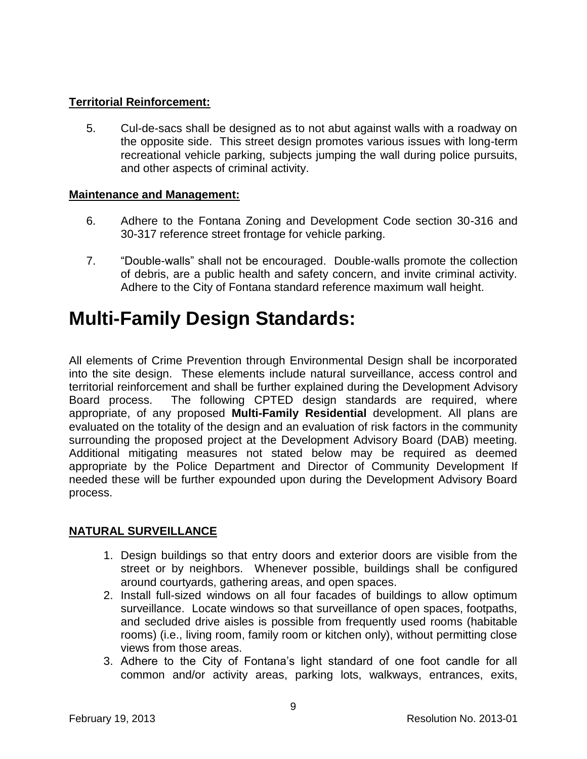**Territorial Reinforcement:**

5. Cul-de-sacs shall be designed as to not abut against walls with a roadway on the opposite side. This street design promotes various issues with long-term recreational vehicle parking, subjects jumping the wall during police pursuits, and other aspects of criminal activity.

**Maintenance and Management:**

6. Adhere to the Fontana Zoning and Development Code section 30-316 and 30-317 reference street frontage for vehicle parking.

7. "Double-walls" shall not be encouraged. Double-walls promote the collection of debris, are a public health and safety concern, and invite criminal activity. Adhere to the City of Fontana standard reference maximum wall height.

# Multi-Family Design Standards:

All elements of Crime Prevention through Environmental Design shall be incorporated into the site design. These elements include natural surveillance, access control and territorial reinforcement and shall be further explained during the Development Advisory Board process. The following CPTED design standards are required, where appropriate, of any proposed **Multi-Family Residential** development. All plans are evaluated on the totality of the design and an evaluation of risk factors in the community surrounding the proposed project at the Development Advisory Board (DAB) meeting. Additional mitigating measures not stated below may be required as deemed appropriate by the Police Department and Director of Community Development If needed these will be further expounded upon during the Development Advisory Board process.

**NATURAL SURVEILLANCE**

1. Design buildings so that entry doors and exterior doors are visible from the street or by neighbors. Whenever possible, buildings shall be configured around courtyards, gathering areas, and open spaces.
2. Install full-sized windows on all four facades of buildings to allow optimum surveillance. Locate windows so that surveillance of open spaces, footpaths, and secluded drive aisles is possible from frequently used rooms (habitable rooms) (i.e., living room, family room or kitchen only), without permitting close views from those areas.
3. Adhere to the City of Fontana's light standard of one foot candle for all common and/or activity areas, parking lots, walkways, entrances, exits,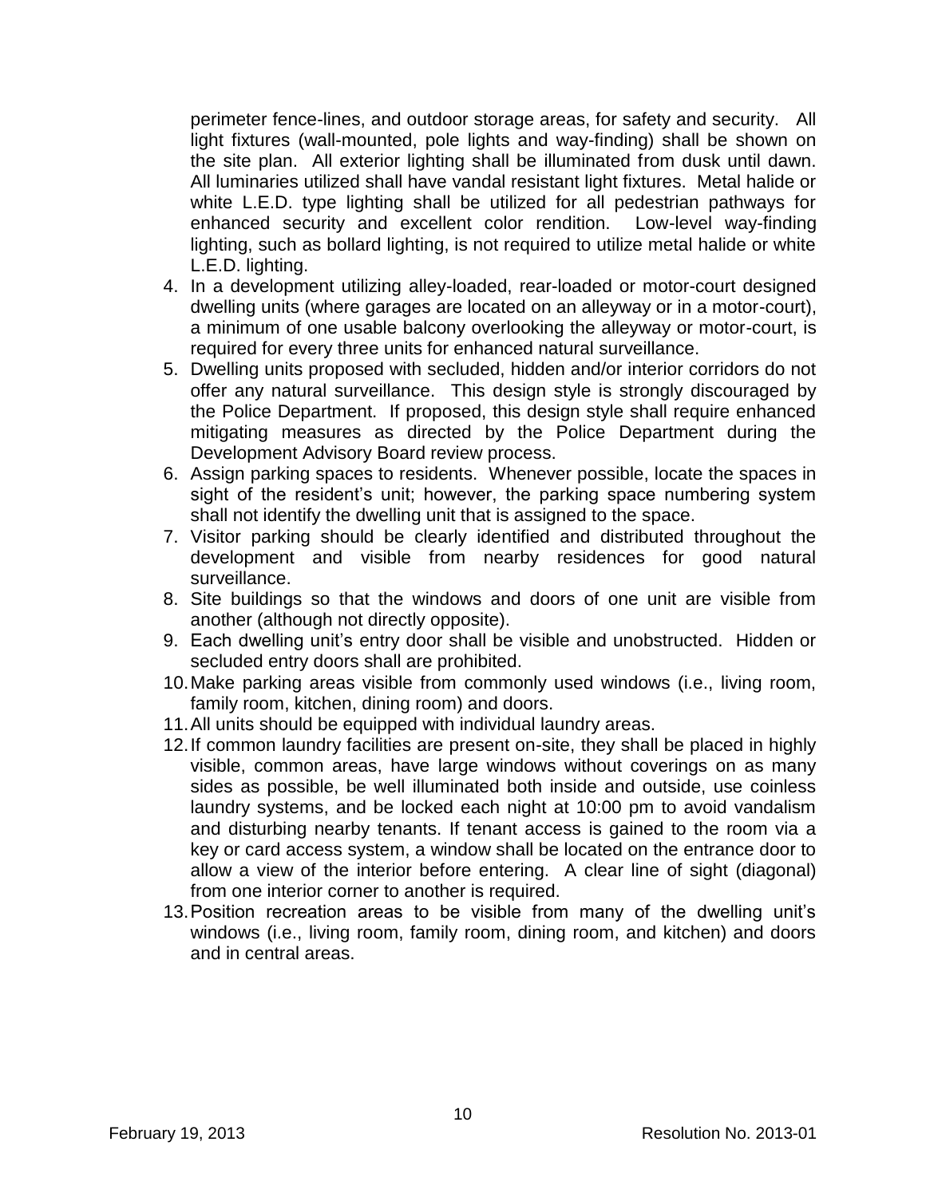perimeter fence-lines, and outdoor storage areas, for safety and security. All light fixtures (wall-mounted, pole lights and way-finding) shall be shown on the site plan. All exterior lighting shall be illuminated from dusk until dawn. All luminaries utilized shall have vandal resistant light fixtures. Metal halide or white L.E.D. type lighting shall be utilized for all pedestrian pathways for enhanced security and excellent color rendition. Low-level way-finding lighting, such as bollard lighting, is not required to utilize metal halide or white L.E.D. lighting.

4. In a development utilizing alley-loaded, rear-loaded or motor-court designed dwelling units (where garages are located on an alleyway or in a motor-court), a minimum of one usable balcony overlooking the alleyway or motor-court, is required for every three units for enhanced natural surveillance.
5. Dwelling units proposed with secluded, hidden and/or interior corridors do not offer any natural surveillance. This design style is strongly discouraged by the Police Department. If proposed, this design style shall require enhanced mitigating measures as directed by the Police Department during the Development Advisory Board review process.
6. Assign parking spaces to residents. Whenever possible, locate the spaces in sight of the resident's unit; however, the parking space numbering system shall not identify the dwelling unit that is assigned to the space.
7. Visitor parking should be clearly identified and distributed throughout the development and visible from nearby residences for good natural surveillance.
8. Site buildings so that the windows and doors of one unit are visible from another (although not directly opposite).
9. Each dwelling unit's entry door shall be visible and unobstructed. Hidden or secluded entry doors shall are prohibited.
10. Make parking areas visible from commonly used windows (i.e., living room, family room, kitchen, dining room) and doors.
11. All units should be equipped with individual laundry areas.
12. If common laundry facilities are present on-site, they shall be placed in highly visible, common areas, have large windows without coverings on as many sides as possible, be well illuminated both inside and outside, use coinless laundry systems, and be locked each night at 10:00 pm to avoid vandalism and disturbing nearby tenants. If tenant access is gained to the room via a key or card access system, a window shall be located on the entrance door to allow a view of the interior before entering. A clear line of sight (diagonal) from one interior corner to another is required.
13. Position recreation areas to be visible from many of the dwelling unit's windows (i.e., living room, family room, dining room, and kitchen) and doors and in central areas.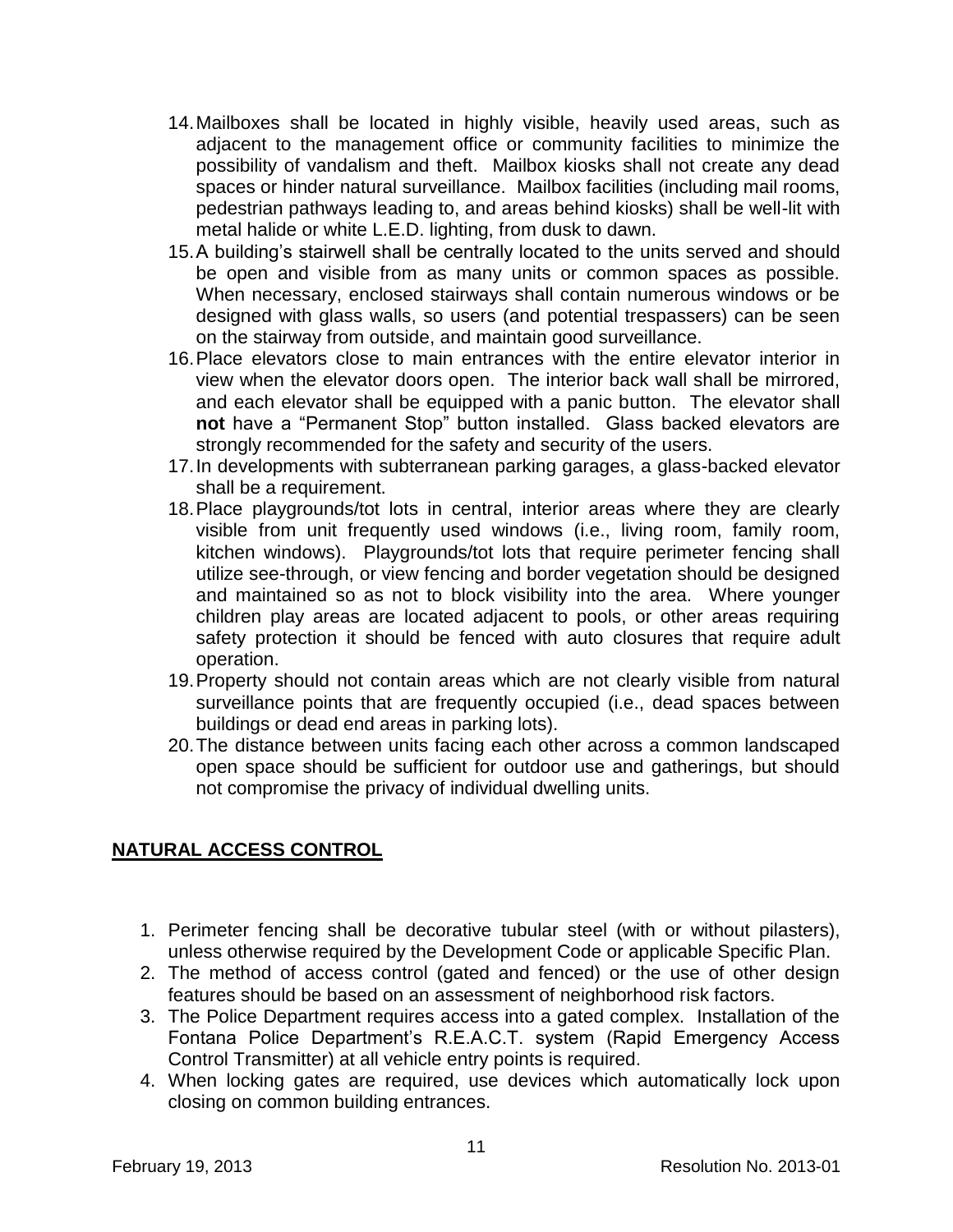14. Mailboxes shall be located in highly visible, heavily used areas, such as adjacent to the management office or community facilities to minimize the possibility of vandalism and theft. Mailbox kiosks shall not create any dead spaces or hinder natural surveillance. Mailbox facilities (including mail rooms, pedestrian pathways leading to, and areas behind kiosks) shall be well-lit with metal halide or white L.E.D. lighting, from dusk to dawn.
15. A building's stairwell shall be centrally located to the units served and should be open and visible from as many units or common spaces as possible. When necessary, enclosed stairways shall contain numerous windows or be designed with glass walls, so users (and potential trespassers) can be seen on the stairway from outside, and maintain good surveillance.
16. Place elevators close to main entrances with the entire elevator interior in view when the elevator doors open. The interior back wall shall be mirrored, and each elevator shall be equipped with a panic button. The elevator shall **not** have a "Permanent Stop" button installed. Glass backed elevators are strongly recommended for the safety and security of the users.
17. In developments with subterranean parking garages, a glass-backed elevator shall be a requirement.
18. Place playgrounds/tot lots in central, interior areas where they are clearly visible from unit frequently used windows (i.e., living room, family room, kitchen windows). Playgrounds/tot lots that require perimeter fencing shall utilize see-through, or view fencing and border vegetation should be designed and maintained so as not to block visibility into the area. Where younger children play areas are located adjacent to pools, or other areas requiring safety protection it should be fenced with auto closures that require adult operation.
19. Property should not contain areas which are not clearly visible from natural surveillance points that are frequently occupied (i.e., dead spaces between buildings or dead end areas in parking lots).
20. The distance between units facing each other across a common landscaped open space should be sufficient for outdoor use and gatherings, but should not compromise the privacy of individual dwelling units.

## NATURAL ACCESS CONTROL

1. Perimeter fencing shall be decorative tubular steel (with or without pilasters), unless otherwise required by the Development Code or applicable Specific Plan.
2. The method of access control (gated and fenced) or the use of other design features should be based on an assessment of neighborhood risk factors.
3. The Police Department requires access into a gated complex. Installation of the Fontana Police Department's R.E.A.C.T. system (Rapid Emergency Access Control Transmitter) at all vehicle entry points is required.
4. When locking gates are required, use devices which automatically lock upon closing on common building entrances.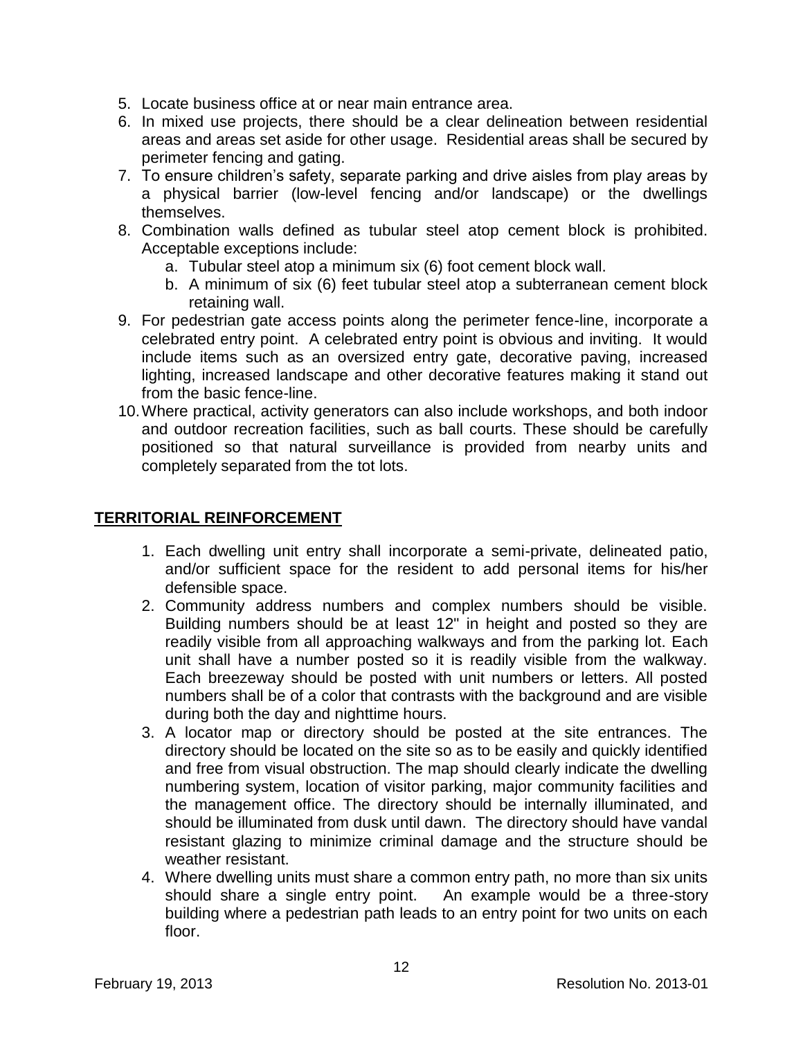5. Locate business office at or near main entrance area.
6. In mixed use projects, there should be a clear delineation between residential areas and areas set aside for other usage. Residential areas shall be secured by perimeter fencing and gating.
7. To ensure children's safety, separate parking and drive aisles from play areas by a physical barrier (low-level fencing and/or landscape) or the dwellings themselves.
8. Combination walls defined as tubular steel atop cement block is prohibited. Acceptable exceptions include:
   a. Tubular steel atop a minimum six (6) foot cement block wall.
   b. A minimum of six (6) feet tubular steel atop a subterranean cement block retaining wall.
9. For pedestrian gate access points along the perimeter fence-line, incorporate a celebrated entry point. A celebrated entry point is obvious and inviting. It would include items such as an oversized entry gate, decorative paving, increased lighting, increased landscape and other decorative features making it stand out from the basic fence-line.
10. Where practical, activity generators can also include workshops, and both indoor and outdoor recreation facilities, such as ball courts. These should be carefully positioned so that natural surveillance is provided from nearby units and completely separated from the tot lots.

## TERRITORIAL REINFORCEMENT

1. Each dwelling unit entry shall incorporate a semi-private, delineated patio, and/or sufficient space for the resident to add personal items for his/her defensible space.
2. Community address numbers and complex numbers should be visible. Building numbers should be at least 12" in height and posted so they are readily visible from all approaching walkways and from the parking lot. Each unit shall have a number posted so it is readily visible from the walkway. Each breezeway should be posted with unit numbers or letters. All posted numbers shall be of a color that contrasts with the background and are visible during both the day and nighttime hours.
3. A locator map or directory should be posted at the site entrances. The directory should be located on the site so as to be easily and quickly identified and free from visual obstruction. The map should clearly indicate the dwelling numbering system, location of visitor parking, major community facilities and the management office. The directory should be internally illuminated, and should be illuminated from dusk until dawn. The directory should have vandal resistant glazing to minimize criminal damage and the structure should be weather resistant.
4. Where dwelling units must share a common entry path, no more than six units should share a single entry point. An example would be a three-story building where a pedestrian path leads to an entry point for two units on each floor.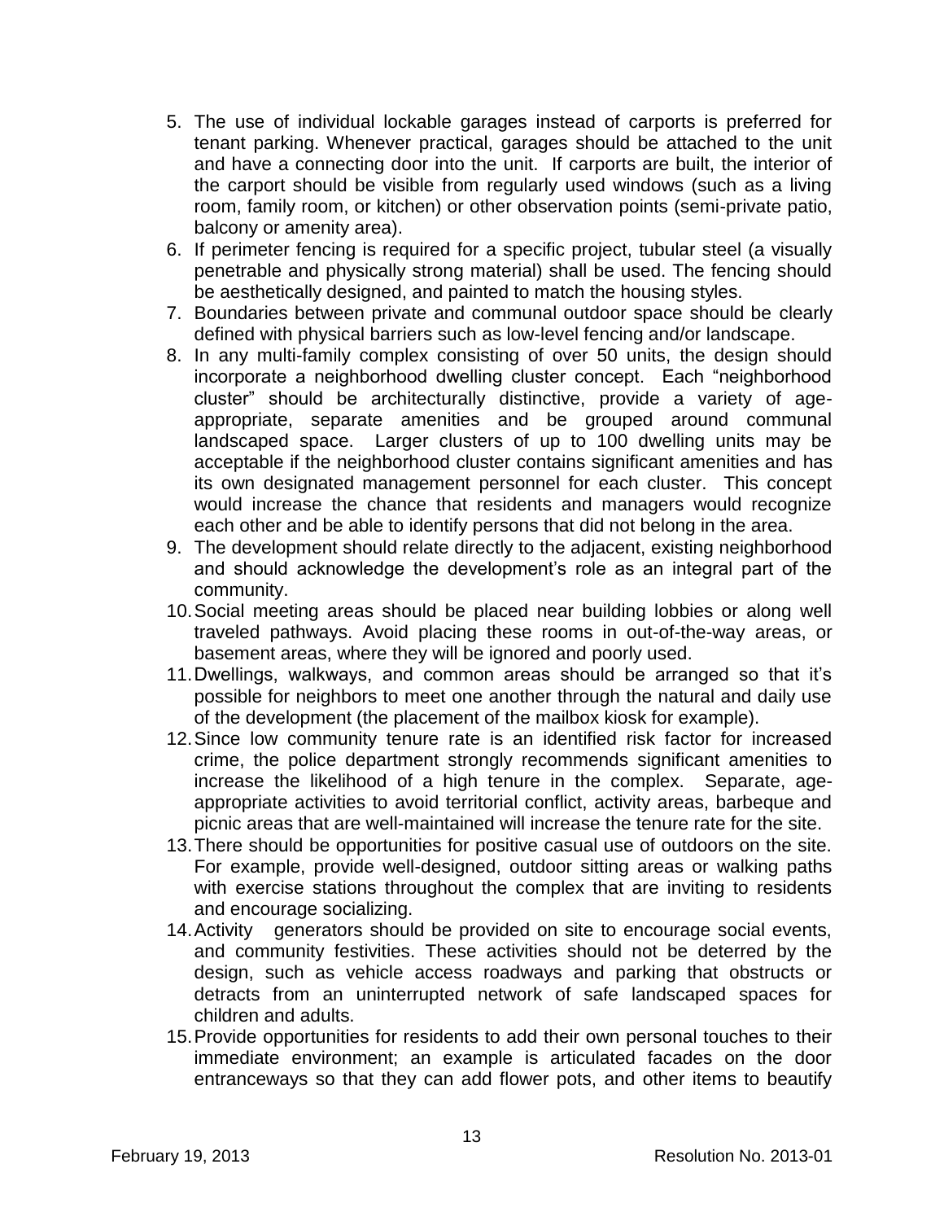5. The use of individual lockable garages instead of carports is preferred for tenant parking. Whenever practical, garages should be attached to the unit and have a connecting door into the unit. If carports are built, the interior of the carport should be visible from regularly used windows (such as a living room, family room, or kitchen) or other observation points (semi-private patio, balcony or amenity area).
6. If perimeter fencing is required for a specific project, tubular steel (a visually penetrable and physically strong material) shall be used. The fencing should be aesthetically designed, and painted to match the housing styles.
7. Boundaries between private and communal outdoor space should be clearly defined with physical barriers such as low-level fencing and/or landscape.
8. In any multi-family complex consisting of over 50 units, the design should incorporate a neighborhood dwelling cluster concept. Each "neighborhood cluster" should be architecturally distinctive, provide a variety of age-appropriate, separate amenities and be grouped around communal landscaped space. Larger clusters of up to 100 dwelling units may be acceptable if the neighborhood cluster contains significant amenities and has its own designated management personnel for each cluster. This concept would increase the chance that residents and managers would recognize each other and be able to identify persons that did not belong in the area.
9. The development should relate directly to the adjacent, existing neighborhood and should acknowledge the development's role as an integral part of the community.
10. Social meeting areas should be placed near building lobbies or along well traveled pathways. Avoid placing these rooms in out-of-the-way areas, or basement areas, where they will be ignored and poorly used.
11. Dwellings, walkways, and common areas should be arranged so that it's possible for neighbors to meet one another through the natural and daily use of the development (the placement of the mailbox kiosk for example).
12. Since low community tenure rate is an identified risk factor for increased crime, the police department strongly recommends significant amenities to increase the likelihood of a high tenure in the complex. Separate, age-appropriate activities to avoid territorial conflict, activity areas, barbeque and picnic areas that are well-maintained will increase the tenure rate for the site.
13. There should be opportunities for positive casual use of outdoors on the site. For example, provide well-designed, outdoor sitting areas or walking paths with exercise stations throughout the complex that are inviting to residents and encourage socializing.
14. Activity generators should be provided on site to encourage social events, and community festivities. These activities should not be deterred by the design, such as vehicle access roadways and parking that obstructs or detracts from an uninterrupted network of safe landscaped spaces for children and adults.
15. Provide opportunities for residents to add their own personal touches to their immediate environment; an example is articulated facades on the door entranceways so that they can add flower pots, and other items to beautify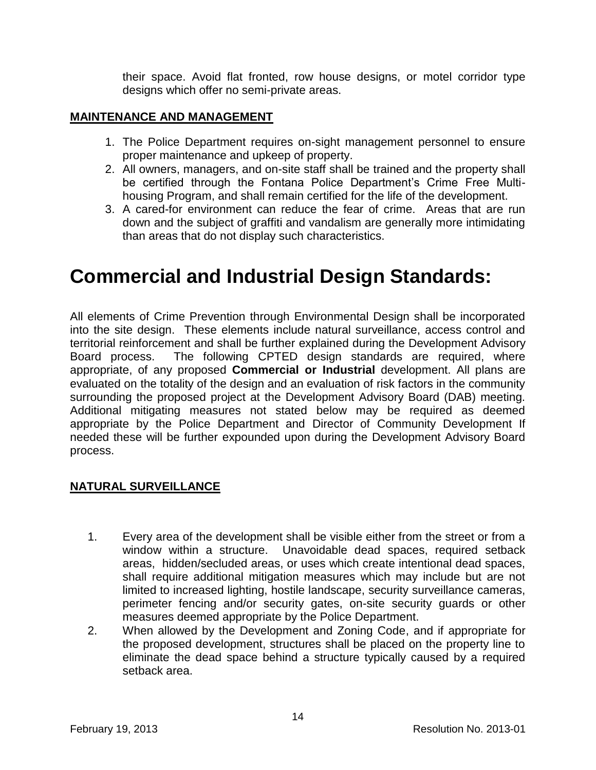their space. Avoid flat fronted, row house designs, or motel corridor type designs which offer no semi-private areas.

**MAINTENANCE AND MANAGEMENT**

1. The Police Department requires on-sight management personnel to ensure proper maintenance and upkeep of property.
2. All owners, managers, and on-site staff shall be trained and the property shall be certified through the Fontana Police Department's Crime Free Multi-housing Program, and shall remain certified for the life of the development.
3. A cared-for environment can reduce the fear of crime. Areas that are run down and the subject of graffiti and vandalism are generally more intimidating than areas that do not display such characteristics.

# Commercial and Industrial Design Standards:

All elements of Crime Prevention through Environmental Design shall be incorporated into the site design. These elements include natural surveillance, access control and territorial reinforcement and shall be further explained during the Development Advisory Board process. The following CPTED design standards are required, where appropriate, of any proposed **Commercial or Industrial** development. All plans are evaluated on the totality of the design and an evaluation of risk factors in the community surrounding the proposed project at the Development Advisory Board (DAB) meeting. Additional mitigating measures not stated below may be required as deemed appropriate by the Police Department and Director of Community Development If needed these will be further expounded upon during the Development Advisory Board process.

**NATURAL SURVEILLANCE**

1. Every area of the development shall be visible either from the street or from a window within a structure. Unavoidable dead spaces, required setback areas, hidden/secluded areas, or uses which create intentional dead spaces, shall require additional mitigation measures which may include but are not limited to increased lighting, hostile landscape, security surveillance cameras, perimeter fencing and/or security gates, on-site security guards or other measures deemed appropriate by the Police Department.
2. When allowed by the Development and Zoning Code, and if appropriate for the proposed development, structures shall be placed on the property line to eliminate the dead space behind a structure typically caused by a required setback area.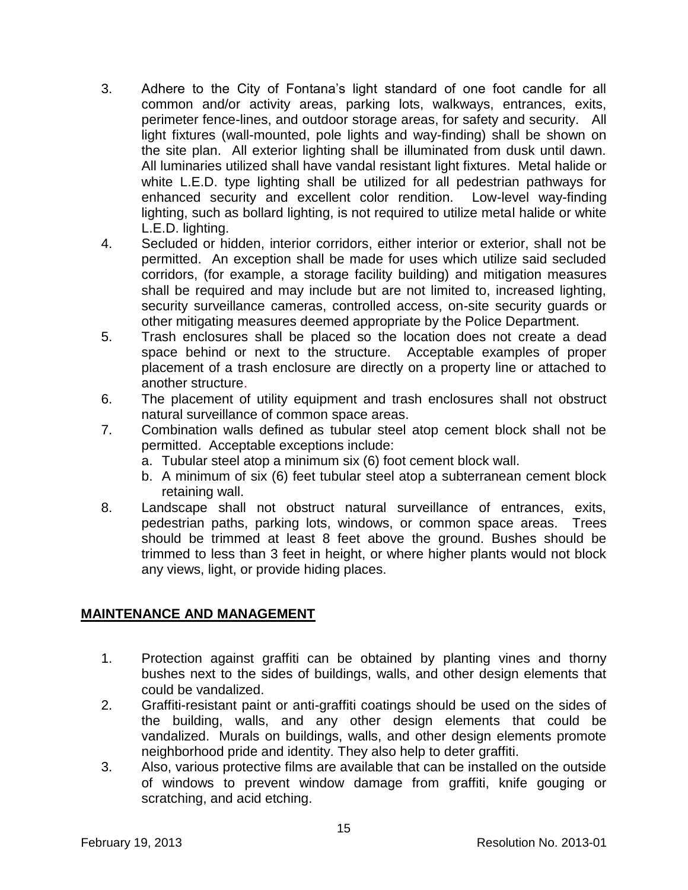3. Adhere to the City of Fontana's light standard of one foot candle for all common and/or activity areas, parking lots, walkways, entrances, exits, perimeter fence-lines, and outdoor storage areas, for safety and security. All light fixtures (wall-mounted, pole lights and way-finding) shall be shown on the site plan. All exterior lighting shall be illuminated from dusk until dawn. All luminaries utilized shall have vandal resistant light fixtures. Metal halide or white L.E.D. type lighting shall be utilized for all pedestrian pathways for enhanced security and excellent color rendition. Low-level way-finding lighting, such as bollard lighting, is not required to utilize metal halide or white L.E.D. lighting.
4. Secluded or hidden, interior corridors, either interior or exterior, shall not be permitted. An exception shall be made for uses which utilize said secluded corridors, (for example, a storage facility building) and mitigation measures shall be required and may include but are not limited to, increased lighting, security surveillance cameras, controlled access, on-site security guards or other mitigating measures deemed appropriate by the Police Department.
5. Trash enclosures shall be placed so the location does not create a dead space behind or next to the structure. Acceptable examples of proper placement of a trash enclosure are directly on a property line or attached to another structure.
6. The placement of utility equipment and trash enclosures shall not obstruct natural surveillance of common space areas.
7. Combination walls defined as tubular steel atop cement block shall not be permitted. Acceptable exceptions include:
   a. Tubular steel atop a minimum six (6) foot cement block wall.
   b. A minimum of six (6) feet tubular steel atop a subterranean cement block retaining wall.
8. Landscape shall not obstruct natural surveillance of entrances, exits, pedestrian paths, parking lots, windows, or common space areas. Trees should be trimmed at least 8 feet above the ground. Bushes should be trimmed to less than 3 feet in height, or where higher plants would not block any views, light, or provide hiding places.

## MAINTENANCE AND MANAGEMENT

1. Protection against graffiti can be obtained by planting vines and thorny bushes next to the sides of buildings, walls, and other design elements that could be vandalized.
2. Graffiti-resistant paint or anti-graffiti coatings should be used on the sides of the building, walls, and any other design elements that could be vandalized. Murals on buildings, walls, and other design elements promote neighborhood pride and identity. They also help to deter graffiti.
3. Also, various protective films are available that can be installed on the outside of windows to prevent window damage from graffiti, knife gouging or scratching, and acid etching.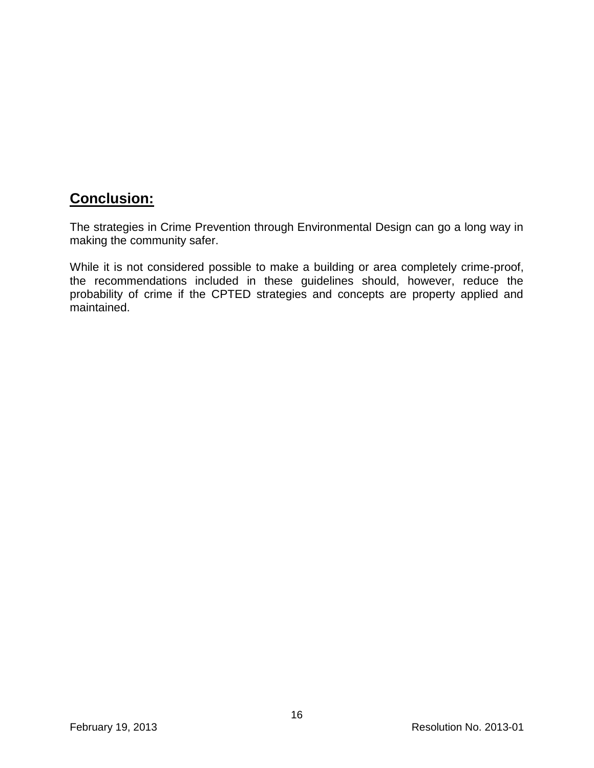## Conclusion:

The strategies in Crime Prevention through Environmental Design can go a long way in making the community safer.

While it is not considered possible to make a building or area completely crime-proof, the recommendations included in these guidelines should, however, reduce the probability of crime if the CPTED strategies and concepts are property applied and maintained.